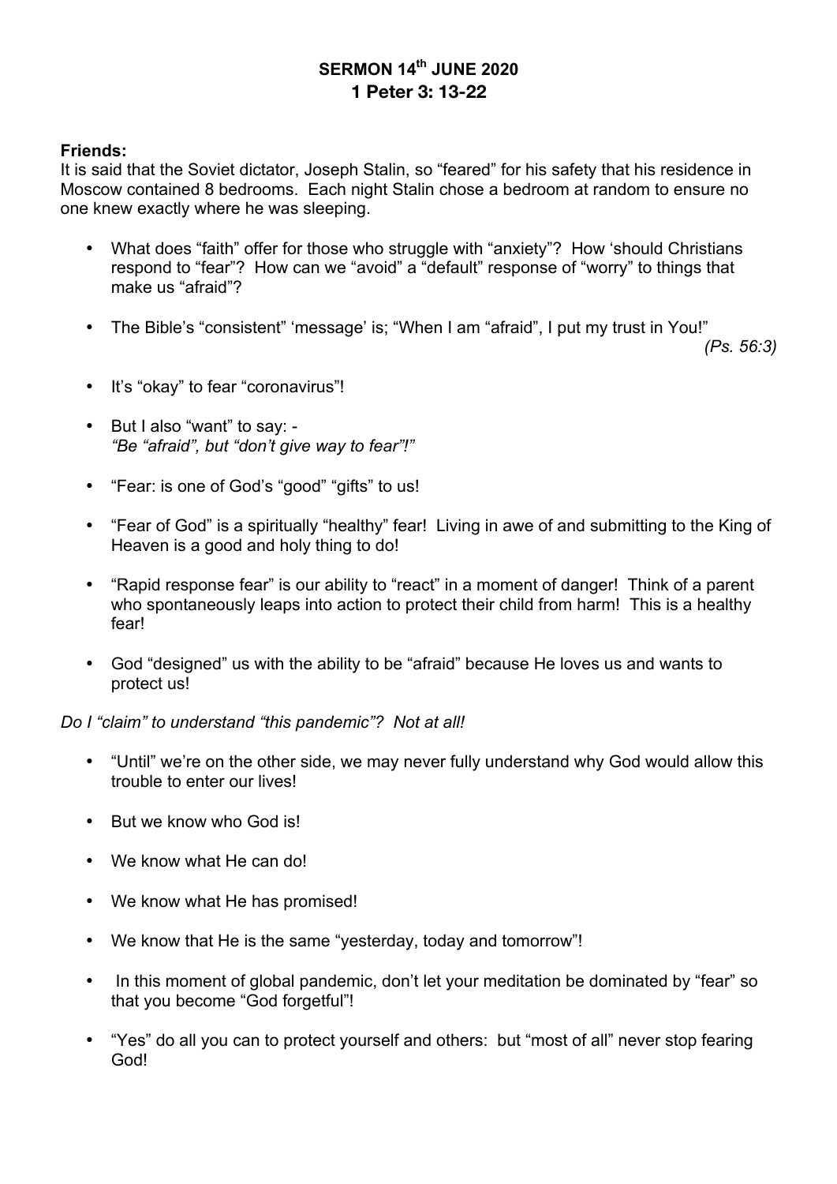# SERMON 14th JUNE 2020
# 1 Peter 3: 13-22

**Friends:**
It is said that the Soviet dictator, Joseph Stalin, so "feared" for his safety that his residence in Moscow contained 8 bedrooms. Each night Stalin chose a bedroom at random to ensure no one knew exactly where he was sleeping.

- What does "faith" offer for those who struggle with "anxiety"? How 'should Christians respond to "fear"? How can we "avoid" a "default" response of "worry" to things that make us "afraid"?

- The Bible's "consistent" 'message' is; "When I am "afraid", I put my trust in You!" *(Ps. 56:3)*

- It's "okay" to fear "coronavirus"!

- But I also "want" to say: -
  *"Be "afraid", but "don't give way to fear"!"*

- "Fear: is one of God's "good" "gifts" to us!

- "Fear of God" is a spiritually "healthy" fear! Living in awe of and submitting to the King of Heaven is a good and holy thing to do!

- "Rapid response fear" is our ability to "react" in a moment of danger! Think of a parent who spontaneously leaps into action to protect their child from harm! This is a healthy fear!

- God "designed" us with the ability to be "afraid" because He loves us and wants to protect us!

*Do I "claim" to understand "this pandemic"? Not at all!*

- "Until" we're on the other side, we may never fully understand why God would allow this trouble to enter our lives!

- But we know who God is!

- We know what He can do!

- We know what He has promised!

- We know that He is the same "yesterday, today and tomorrow"!

- In this moment of global pandemic, don't let your meditation be dominated by "fear" so that you become "God forgetful"!

- "Yes" do all you can to protect yourself and others: but "most of all" never stop fearing God!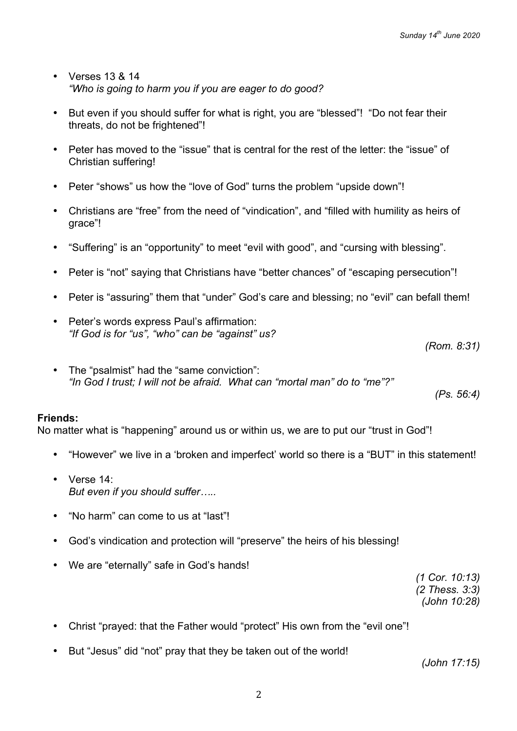- Verses 13 & 14
  *"Who is going to harm you if you are eager to do good?*

- But even if you should suffer for what is right, you are "blessed"! "Do not fear their threats, do not be frightened"!

- Peter has moved to the "issue" that is central for the rest of the letter: the "issue" of Christian suffering!

- Peter "shows" us how the "love of God" turns the problem "upside down"!

- Christians are "free" from the need of "vindication", and "filled with humility as heirs of grace"!

- "Suffering" is an "opportunity" to meet "evil with good", and "cursing with blessing".

- Peter is "not" saying that Christians have "better chances" of "escaping persecution"!

- Peter is "assuring" them that "under" God's care and blessing; no "evil" can befall them!

- Peter's words express Paul's affirmation:
  *"If God is for "us", "who" can be "against" us?*

  *(Rom. 8:31)*

- The "psalmist" had the "same conviction":
  *"In God I trust; I will not be afraid. What can "mortal man" do to "me"?"*

  *(Ps. 56:4)*

**Friends:**
No matter what is "happening" around us or within us, we are to put our "trust in God"!

- "However" we live in a 'broken and imperfect' world so there is a "BUT" in this statement!

- Verse 14:
  *But even if you should suffer…..*

- "No harm" can come to us at "last"!

- God's vindication and protection will "preserve" the heirs of his blessing!

- We are "eternally" safe in God's hands!

  *(1 Cor. 10:13)*
  *(2 Thess. 3:3)*
  *(John 10:28)*

- Christ "prayed: that the Father would "protect" His own from the "evil one"!

- But "Jesus" did "not" pray that they be taken out of the world!

  *(John 17:15)*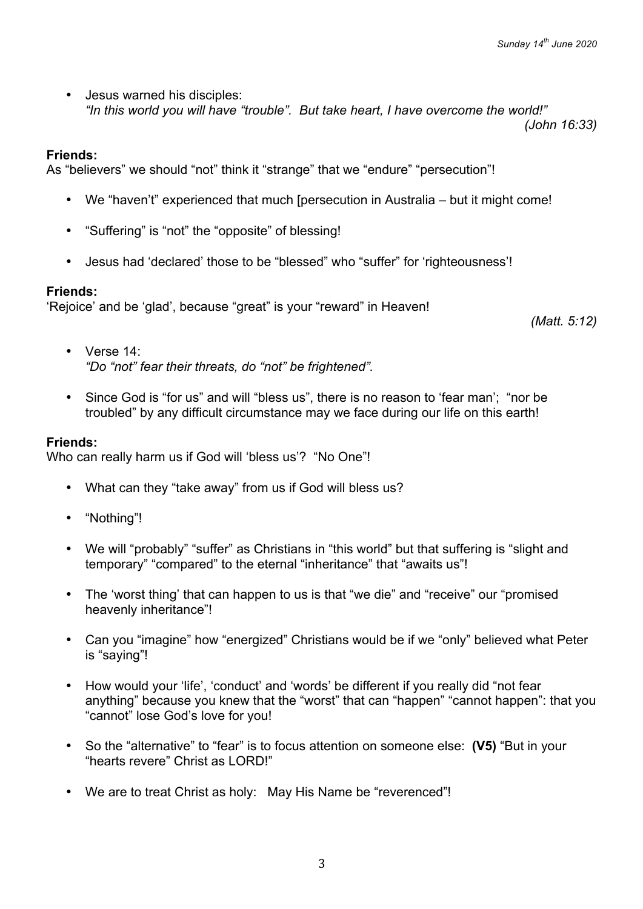- Jesus warned his disciples:
  *"In this world you will have "trouble". But take heart, I have overcome the world!"*
  *(John 16:33)*

**Friends:**
As "believers" we should "not" think it "strange" that we "endure" "persecution"!

- We "haven't" experienced that much [persecution in Australia – but it might come!
- "Suffering" is "not" the "opposite" of blessing!
- Jesus had 'declared' those to be "blessed" who "suffer" for 'righteousness'!

**Friends:**
'Rejoice' and be 'glad', because "great" is your "reward" in Heaven!
*(Matt. 5:12)*

- Verse 14:
  *"Do "not" fear their threats, do "not" be frightened".*
- Since God is "for us" and will "bless us", there is no reason to 'fear man'; "nor be troubled" by any difficult circumstance may we face during our life on this earth!

**Friends:**
Who can really harm us if God will 'bless us'? "No One"!

- What can they "take away" from us if God will bless us?
- "Nothing"!
- We will "probably" "suffer" as Christians in "this world" but that suffering is "slight and temporary" "compared" to the eternal "inheritance" that "awaits us"!
- The 'worst thing' that can happen to us is that "we die" and "receive" our "promised heavenly inheritance"!
- Can you "imagine" how "energized" Christians would be if we "only" believed what Peter is "saying"!
- How would your 'life', 'conduct' and 'words' be different if you really did "not fear anything" because you knew that the "worst" that can "happen" "cannot happen": that you "cannot" lose God's love for you!
- So the "alternative" to "fear" is to focus attention on someone else: **(V5)** "But in your "hearts revere" Christ as LORD!"
- We are to treat Christ as holy: May His Name be "reverenced"!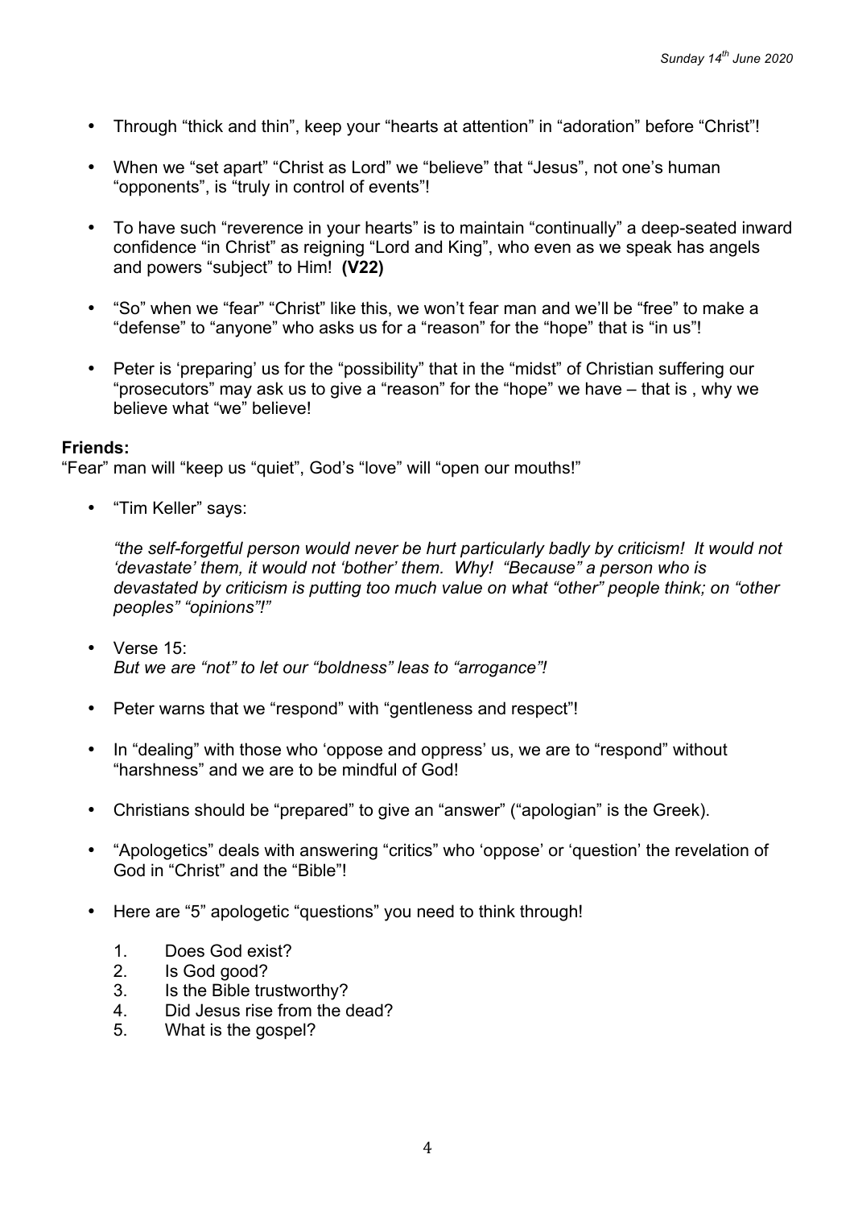- Through "thick and thin", keep your "hearts at attention" in "adoration" before "Christ"!

- When we "set apart" "Christ as Lord" we "believe" that "Jesus", not one's human "opponents", is "truly in control of events"!

- To have such "reverence in your hearts" is to maintain "continually" a deep-seated inward confidence "in Christ" as reigning "Lord and King", who even as we speak has angels and powers "subject" to Him! **(V22)**

- "So" when we "fear" "Christ" like this, we won't fear man and we'll be "free" to make a "defense" to "anyone" who asks us for a "reason" for the "hope" that is "in us"!

- Peter is 'preparing' us for the "possibility" that in the "midst" of Christian suffering our "prosecutors" may ask us to give a "reason" for the "hope" we have – that is , why we believe what "we" believe!

**Friends:**
"Fear" man will "keep us "quiet", God's "love" will "open our mouths!"

- "Tim Keller" says:

  *"the self-forgetful person would never be hurt particularly badly by criticism! It would not 'devastate' them, it would not 'bother' them. Why! "Because" a person who is devastated by criticism is putting too much value on what "other" people think; on "other peoples" "opinions"!"*

- Verse 15:
  *But we are "not" to let our "boldness" leas to "arrogance"!*

- Peter warns that we "respond" with "gentleness and respect"!

- In "dealing" with those who 'oppose and oppress' us, we are to "respond" without "harshness" and we are to be mindful of God!

- Christians should be "prepared" to give an "answer" ("apologian" is the Greek).

- "Apologetics" deals with answering "critics" who 'oppose' or 'question' the revelation of God in "Christ" and the "Bible"!

- Here are "5" apologetic "questions" you need to think through!

  1. Does God exist?
  2. Is God good?
  3. Is the Bible trustworthy?
  4. Did Jesus rise from the dead?
  5. What is the gospel?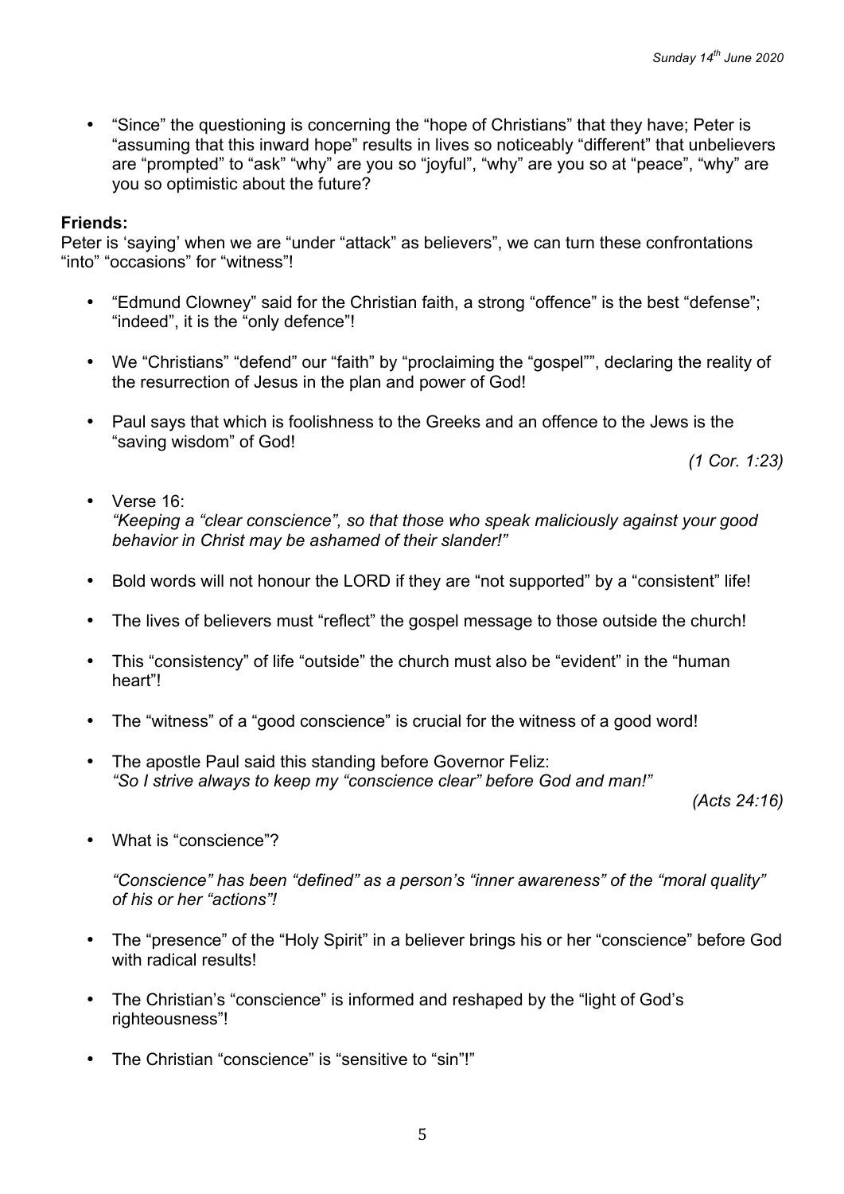- "Since" the questioning is concerning the "hope of Christians" that they have; Peter is "assuming that this inward hope" results in lives so noticeably "different" that unbelievers are "prompted" to "ask" "why" are you so "joyful", "why" are you so at "peace", "why" are you so optimistic about the future?

**Friends:**
Peter is 'saying' when we are "under "attack" as believers", we can turn these confrontations "into" "occasions" for "witness"!

- "Edmund Clowney" said for the Christian faith, a strong "offence" is the best "defense"; "indeed", it is the "only defence"!

- We "Christians" "defend" our "faith" by "proclaiming the "gospel"", declaring the reality of the resurrection of Jesus in the plan and power of God!

- Paul says that which is foolishness to the Greeks and an offence to the Jews is the "saving wisdom" of God!

*(1 Cor. 1:23)*

- Verse 16:
  *"Keeping a "clear conscience", so that those who speak maliciously against your good behavior in Christ may be ashamed of their slander!"*

- Bold words will not honour the LORD if they are "not supported" by a "consistent" life!

- The lives of believers must "reflect" the gospel message to those outside the church!

- This "consistency" of life "outside" the church must also be "evident" in the "human heart"!

- The "witness" of a "good conscience" is crucial for the witness of a good word!

- The apostle Paul said this standing before Governor Feliz:
  *"So I strive always to keep my "conscience clear" before God and man!"*

*(Acts 24:16)*

- What is "conscience"?

  *"Conscience" has been "defined" as a person's "inner awareness" of the "moral quality" of his or her "actions"!*

- The "presence" of the "Holy Spirit" in a believer brings his or her "conscience" before God with radical results!

- The Christian's "conscience" is informed and reshaped by the "light of God's righteousness"!

- The Christian "conscience" is "sensitive to "sin"!"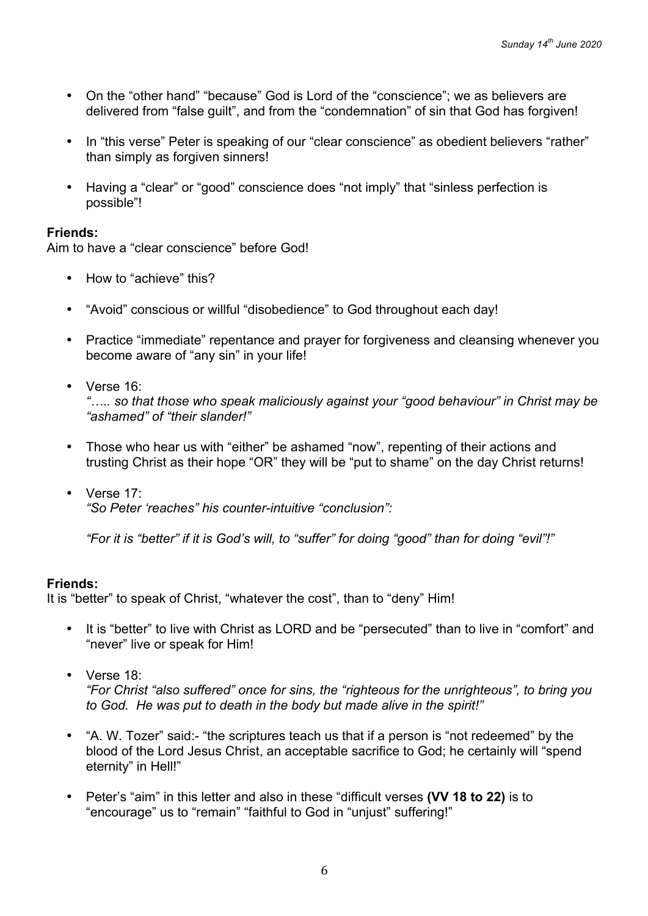- On the "other hand" "because" God is Lord of the "conscience"; we as believers are delivered from "false guilt", and from the "condemnation" of sin that God has forgiven!

- In "this verse" Peter is speaking of our "clear conscience" as obedient believers "rather" than simply as forgiven sinners!

- Having a "clear" or "good" conscience does "not imply" that "sinless perfection is possible"!

**Friends:**
Aim to have a "clear conscience" before God!

- How to "achieve" this?

- "Avoid" conscious or willful "disobedience" to God throughout each day!

- Practice "immediate" repentance and prayer for forgiveness and cleansing whenever you become aware of "any sin" in your life!

- Verse 16:
  *"….. so that those who speak maliciously against your "good behaviour" in Christ may be "ashamed" of "their slander!"*

- Those who hear us with "either" be ashamed "now", repenting of their actions and trusting Christ as their hope "OR" they will be "put to shame" on the day Christ returns!

- Verse 17:
  *"So Peter 'reaches" his counter-intuitive "conclusion":*

  *"For it is "better" if it is God's will, to "suffer" for doing "good" than for doing "evil"!"*

**Friends:**
It is "better" to speak of Christ, "whatever the cost", than to "deny" Him!

- It is "better" to live with Christ as LORD and be "persecuted" than to live in "comfort" and "never" live or speak for Him!

- Verse 18:
  *"For Christ "also suffered" once for sins, the "righteous for the unrighteous", to bring you to God. He was put to death in the body but made alive in the spirit!"*

- "A. W. Tozer" said:- "the scriptures teach us that if a person is "not redeemed" by the blood of the Lord Jesus Christ, an acceptable sacrifice to God; he certainly will "spend eternity" in Hell!"

- Peter's "aim" in this letter and also in these "difficult verses **(VV 18 to 22)** is to "encourage" us to "remain" "faithful to God in "unjust" suffering!"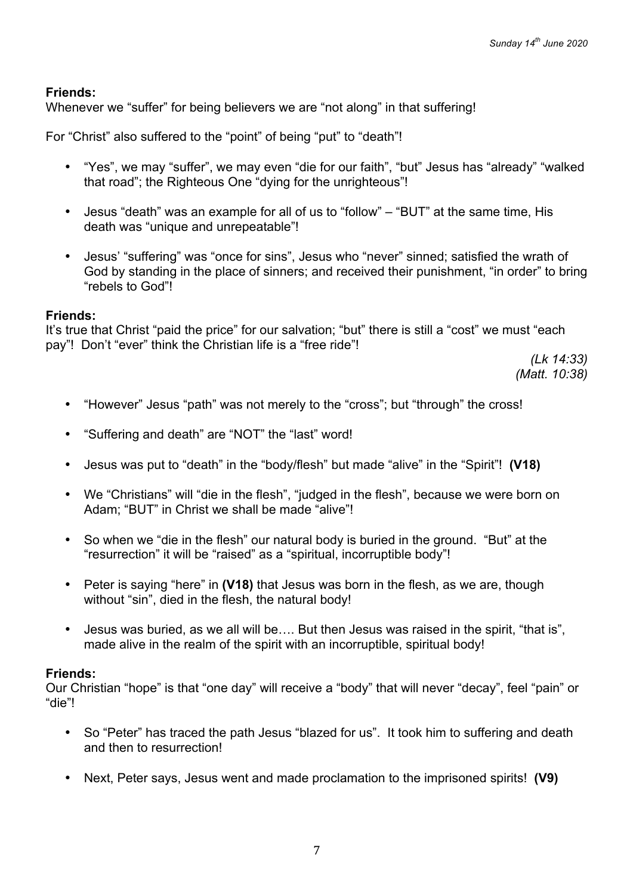**Friends:**
Whenever we "suffer" for being believers we are "not along" in that suffering!

For "Christ" also suffered to the "point" of being "put" to "death"!

- "Yes", we may "suffer", we may even "die for our faith", "but" Jesus has "already" "walked that road"; the Righteous One "dying for the unrighteous"!
- Jesus "death" was an example for all of us to "follow" – "BUT" at the same time, His death was "unique and unrepeatable"!
- Jesus' "suffering" was "once for sins", Jesus who "never" sinned; satisfied the wrath of God by standing in the place of sinners; and received their punishment, "in order" to bring "rebels to God"!

**Friends:**
It's true that Christ "paid the price" for our salvation; "but" there is still a "cost" we must "each pay"! Don't "ever" think the Christian life is a "free ride"!

*(Lk 14:33)*
*(Matt. 10:38)*

- "However" Jesus "path" was not merely to the "cross"; but "through" the cross!
- "Suffering and death" are "NOT" the "last" word!
- Jesus was put to "death" in the "body/flesh" but made "alive" in the "Spirit"! **(V18)**
- We "Christians" will "die in the flesh", "judged in the flesh", because we were born on Adam; "BUT" in Christ we shall be made "alive"!
- So when we "die in the flesh" our natural body is buried in the ground. "But" at the "resurrection" it will be "raised" as a "spiritual, incorruptible body"!
- Peter is saying "here" in **(V18)** that Jesus was born in the flesh, as we are, though without "sin", died in the flesh, the natural body!
- Jesus was buried, as we all will be…. But then Jesus was raised in the spirit, "that is", made alive in the realm of the spirit with an incorruptible, spiritual body!

**Friends:**
Our Christian "hope" is that "one day" will receive a "body" that will never "decay", feel "pain" or "die"!

- So "Peter" has traced the path Jesus "blazed for us". It took him to suffering and death and then to resurrection!
- Next, Peter says, Jesus went and made proclamation to the imprisoned spirits! **(V9)**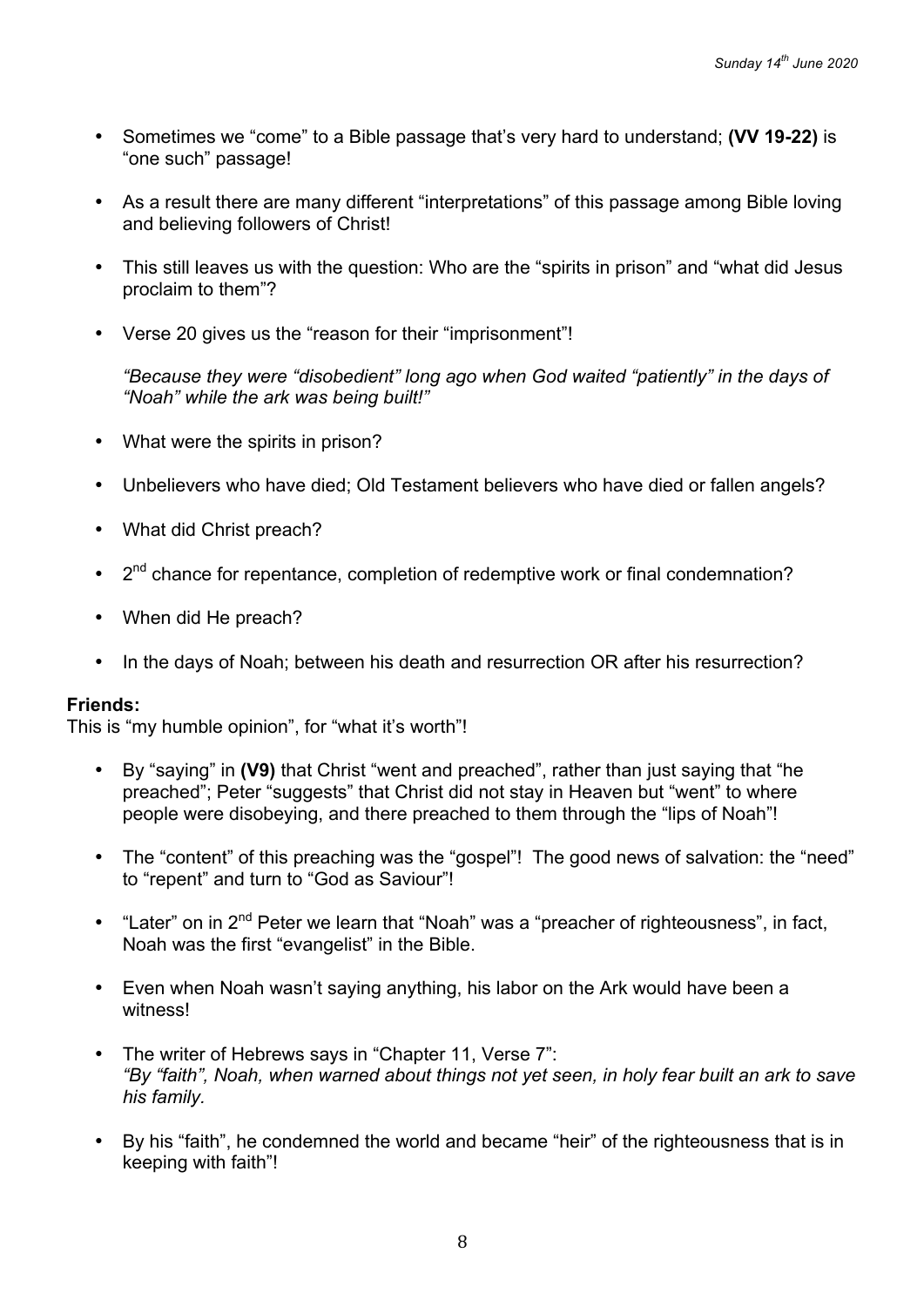- Sometimes we "come" to a Bible passage that's very hard to understand; **(VV 19-22)** is "one such" passage!

- As a result there are many different "interpretations" of this passage among Bible loving and believing followers of Christ!

- This still leaves us with the question: Who are the "spirits in prison" and "what did Jesus proclaim to them"?

- Verse 20 gives us the "reason for their "imprisonment"!

  *"Because they were "disobedient" long ago when God waited "patiently" in the days of "Noah" while the ark was being built!"*

- What were the spirits in prison?

- Unbelievers who have died; Old Testament believers who have died or fallen angels?

- What did Christ preach?

- 2nd chance for repentance, completion of redemptive work or final condemnation?

- When did He preach?

- In the days of Noah; between his death and resurrection OR after his resurrection?

**Friends:**
This is "my humble opinion", for "what it's worth"!

- By "saying" in **(V9)** that Christ "went and preached", rather than just saying that "he preached"; Peter "suggests" that Christ did not stay in Heaven but "went" to where people were disobeying, and there preached to them through the "lips of Noah"!

- The "content" of this preaching was the "gospel"! The good news of salvation: the "need" to "repent" and turn to "God as Saviour"!

- "Later" on in 2nd Peter we learn that "Noah" was a "preacher of righteousness", in fact, Noah was the first "evangelist" in the Bible.

- Even when Noah wasn't saying anything, his labor on the Ark would have been a witness!

- The writer of Hebrews says in "Chapter 11, Verse 7":
  *"By "faith", Noah, when warned about things not yet seen, in holy fear built an ark to save his family.*

- By his "faith", he condemned the world and became "heir" of the righteousness that is in keeping with faith"!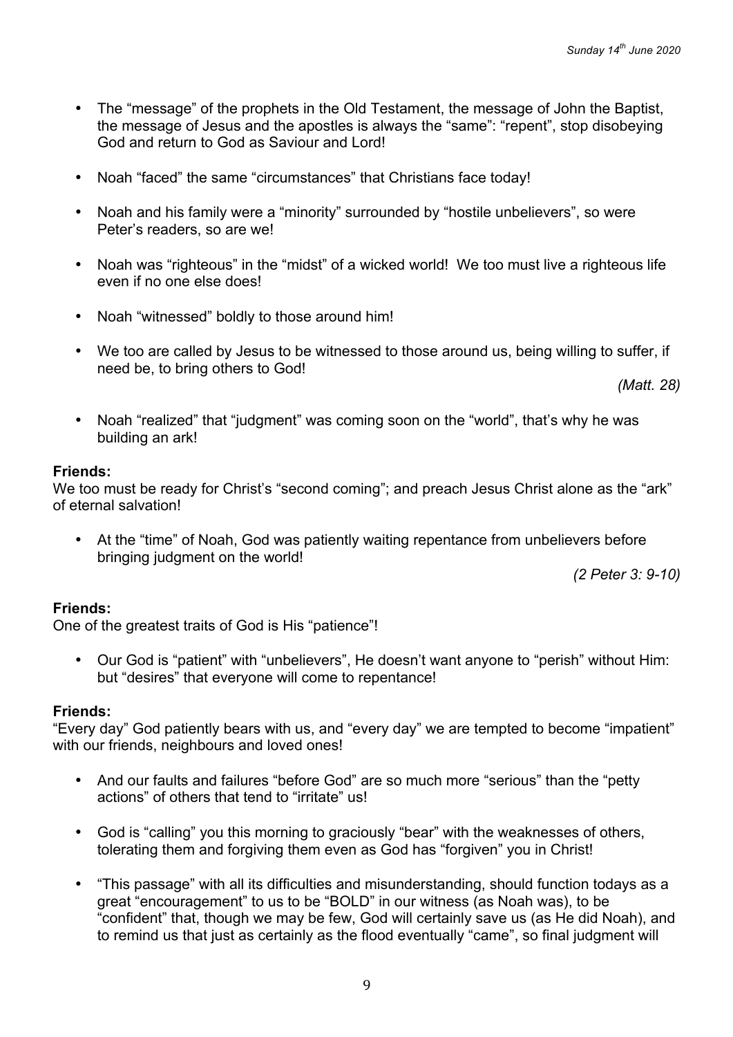- The "message" of the prophets in the Old Testament, the message of John the Baptist, the message of Jesus and the apostles is always the "same": "repent", stop disobeying God and return to God as Saviour and Lord!

- Noah "faced" the same "circumstances" that Christians face today!

- Noah and his family were a "minority" surrounded by "hostile unbelievers", so were Peter's readers, so are we!

- Noah was "righteous" in the "midst" of a wicked world! We too must live a righteous life even if no one else does!

- Noah "witnessed" boldly to those around him!

- We too are called by Jesus to be witnessed to those around us, being willing to suffer, if need be, to bring others to God!

  *(Matt. 28)*

- Noah "realized" that "judgment" was coming soon on the "world", that's why he was building an ark!

**Friends:**
We too must be ready for Christ's "second coming"; and preach Jesus Christ alone as the "ark" of eternal salvation!

- At the "time" of Noah, God was patiently waiting repentance from unbelievers before bringing judgment on the world!

  *(2 Peter 3: 9-10)*

**Friends:**
One of the greatest traits of God is His "patience"!

- Our God is "patient" with "unbelievers", He doesn't want anyone to "perish" without Him: but "desires" that everyone will come to repentance!

**Friends:**
"Every day" God patiently bears with us, and "every day" we are tempted to become "impatient" with our friends, neighbours and loved ones!

- And our faults and failures "before God" are so much more "serious" than the "petty actions" of others that tend to "irritate" us!

- God is "calling" you this morning to graciously "bear" with the weaknesses of others, tolerating them and forgiving them even as God has "forgiven" you in Christ!

- "This passage" with all its difficulties and misunderstanding, should function todays as a great "encouragement" to us to be "BOLD" in our witness (as Noah was), to be "confident" that, though we may be few, God will certainly save us (as He did Noah), and to remind us that just as certainly as the flood eventually "came", so final judgment will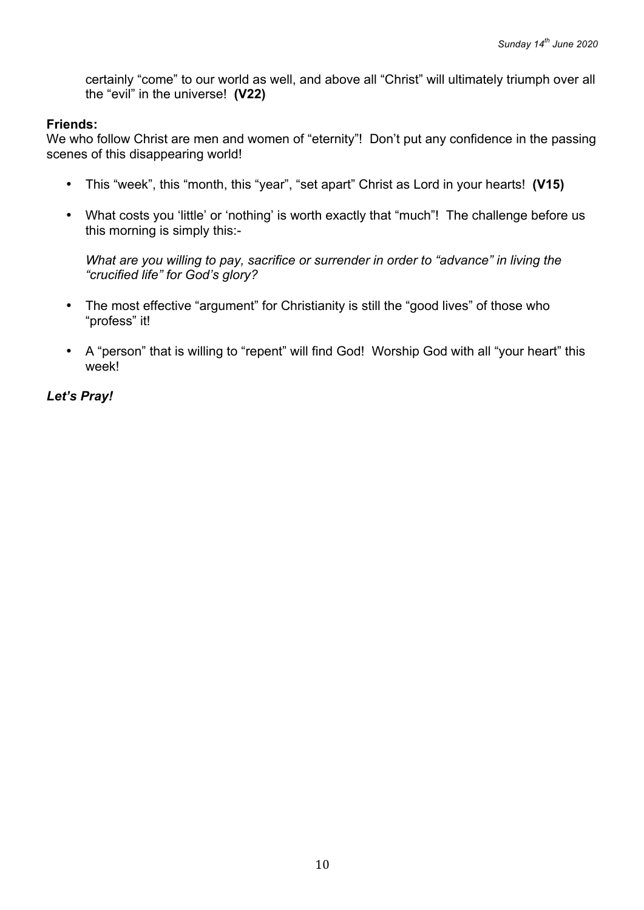certainly "come" to our world as well, and above all "Christ" will ultimately triumph over all the "evil" in the universe! **(V22)**

**Friends:**
We who follow Christ are men and women of "eternity"! Don't put any confidence in the passing scenes of this disappearing world!

- This "week", this "month, this "year", "set apart" Christ as Lord in your hearts! **(V15)**

- What costs you 'little' or 'nothing' is worth exactly that "much"! The challenge before us this morning is simply this:-

  *What are you willing to pay, sacrifice or surrender in order to "advance" in living the "crucified life" for God's glory?*

- The most effective "argument" for Christianity is still the "good lives" of those who "profess" it!

- A "person" that is willing to "repent" will find God! Worship God with all "your heart" this week!

***Let's Pray!***